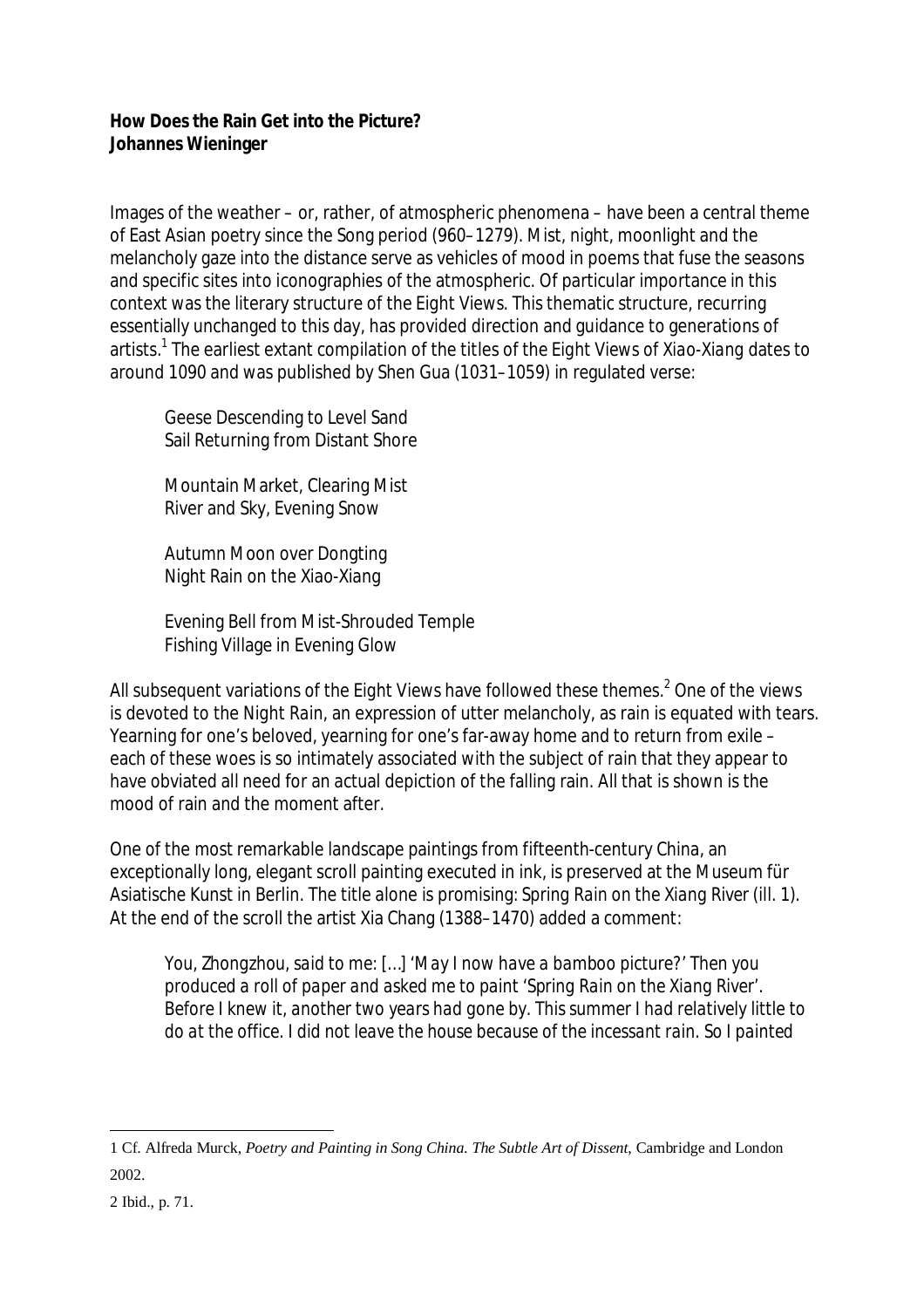**How Does the Rain Get into the Picture?**
**Johannes Wieninger**

Images of the weather – or, rather, of atmospheric phenomena – have been a central theme of East Asian poetry since the Song period (960–1279). Mist, night, moonlight and the melancholy gaze into the distance serve as vehicles of mood in poems that fuse the seasons and specific sites into iconographies of the atmospheric. Of particular importance in this context was the literary structure of the Eight Views. This thematic structure, recurring essentially unchanged to this day, has provided direction and guidance to generations of artists.[1] The earliest extant compilation of the titles of the Eight Views of Xiao-Xiang dates to around 1090 and was published by Shen Gua (1031–1059) in regulated verse:

> Geese Descending to Level Sand
> Sail Returning from Distant Shore
>
> Mountain Market, Clearing Mist
> River and Sky, Evening Snow
>
> Autumn Moon over Dongting
> Night Rain on the Xiao-Xiang
>
> Evening Bell from Mist-Shrouded Temple
> Fishing Village in Evening Glow

All subsequent variations of the Eight Views have followed these themes.[2] One of the views is devoted to the Night Rain, an expression of utter melancholy, as rain is equated with tears. Yearning for one's beloved, yearning for one's far-away home and to return from exile – each of these woes is so intimately associated with the subject of rain that they appear to have obviated all need for an actual depiction of the falling rain. All that is shown is the mood of rain and the moment after.

One of the most remarkable landscape paintings from fifteenth-century China, an exceptionally long, elegant scroll painting executed in ink, is preserved at the Museum für Asiatische Kunst in Berlin. The title alone is promising: *Spring Rain on the Xiang River* (ill. 1). At the end of the scroll the artist Xia Chang (1388–1470) added a comment:

> *You, Zhongzhou, said to me: […] 'May I now have a bamboo picture?' Then you produced a roll of paper and asked me to paint 'Spring Rain on the Xiang River'. Before I knew it, another two years had gone by. This summer I had relatively little to do at the office. I did not leave the house because of the incessant rain. So I painted*

---

1 Cf. Alfreda Murck, *Poetry and Painting in Song China. The Subtle Art of Dissent*, Cambridge and London 2002.

2 Ibid., p. 71.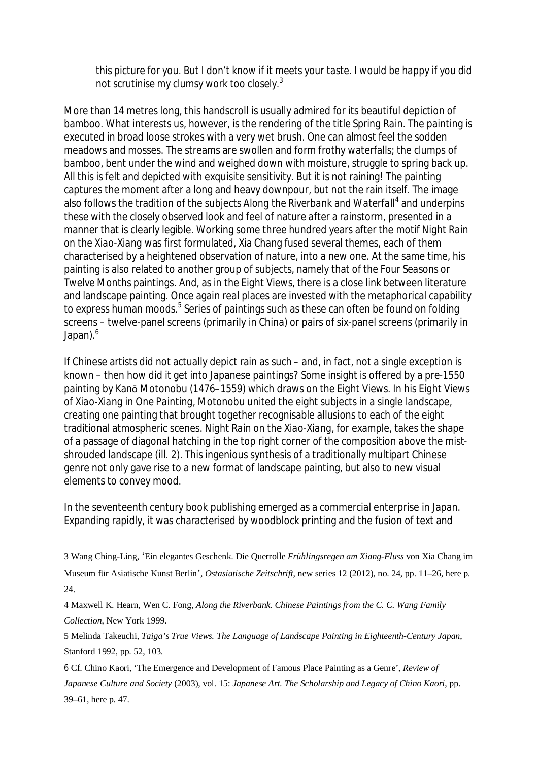this picture for you. But I don't know if it meets your taste. I would be happy if you did not scrutinise my clumsy work too closely.[3]

More than 14 metres long, this handscroll is usually admired for its beautiful depiction of bamboo. What interests us, however, is the rendering of the title *Spring Rain*. The painting is executed in broad loose strokes with a very wet brush. One can almost feel the sodden meadows and mosses. The streams are swollen and form frothy waterfalls; the clumps of bamboo, bent under the wind and weighed down with moisture, struggle to spring back up. All this is felt and depicted with exquisite sensitivity. But it is not raining! The painting captures the moment after a long and heavy downpour, but not the rain itself. The image also follows the tradition of the subjects *Along the Riverbank* and *Waterfall*[4] and underpins these with the closely observed look and feel of nature after a rainstorm, presented in a manner that is clearly legible. Working some three hundred years after the motif *Night Rain on the Xiao-Xiang* was first formulated, Xia Chang fused several themes, each of them characterised by a heightened observation of nature, into a new one. At the same time, his painting is also related to another group of subjects, namely that of the *Four Seasons* or *Twelve Months* paintings. And, as in the *Eight Views*, there is a close link between literature and landscape painting. Once again real places are invested with the metaphorical capability to express human moods.[5] Series of paintings such as these can often be found on folding screens – twelve-panel screens (primarily in China) or pairs of six-panel screens (primarily in Japan).[6]

If Chinese artists did not actually depict rain as such – and, in fact, not a single exception is known – then how did it get into Japanese paintings? Some insight is offered by a pre-1550 painting by Kanō Motonobu (1476–1559) which draws on the *Eight Views*. In his *Eight Views of Xiao-Xiang in One Painting*, Motonobu united the eight subjects in a single landscape, creating one painting that brought together recognisable allusions to each of the eight traditional atmospheric scenes. *Night Rain on the Xiao-Xiang*, for example, takes the shape of a passage of diagonal hatching in the top right corner of the composition above the mist-shrouded landscape (ill. 2). This ingenious synthesis of a traditionally multipart Chinese genre not only gave rise to a new format of landscape painting, but also to new visual elements to convey mood.

In the seventeenth century book publishing emerged as a commercial enterprise in Japan. Expanding rapidly, it was characterised by woodblock printing and the fusion of text and

---

3 Wang Ching-Ling, 'Ein elegantes Geschenk. Die Querrolle *Frühlingsregen am Xiang-Fluss* von Xia Chang im Museum für Asiatische Kunst Berlin', *Ostasiatische Zeitschrift*, new series 12 (2012), no. 24, pp. 11–26, here p. 24.

4 Maxwell K. Hearn, Wen C. Fong, *Along the Riverbank. Chinese Paintings from the C. C. Wang Family Collection*, New York 1999.

5 Melinda Takeuchi, *Taiga's True Views. The Language of Landscape Painting in Eighteenth-Century Japan*, Stanford 1992, pp. 52, 103.

6 Cf. Chino Kaori, 'The Emergence and Development of Famous Place Painting as a Genre', *Review of Japanese Culture and Society* (2003), vol. 15: *Japanese Art. The Scholarship and Legacy of Chino Kaori*, pp. 39–61, here p. 47.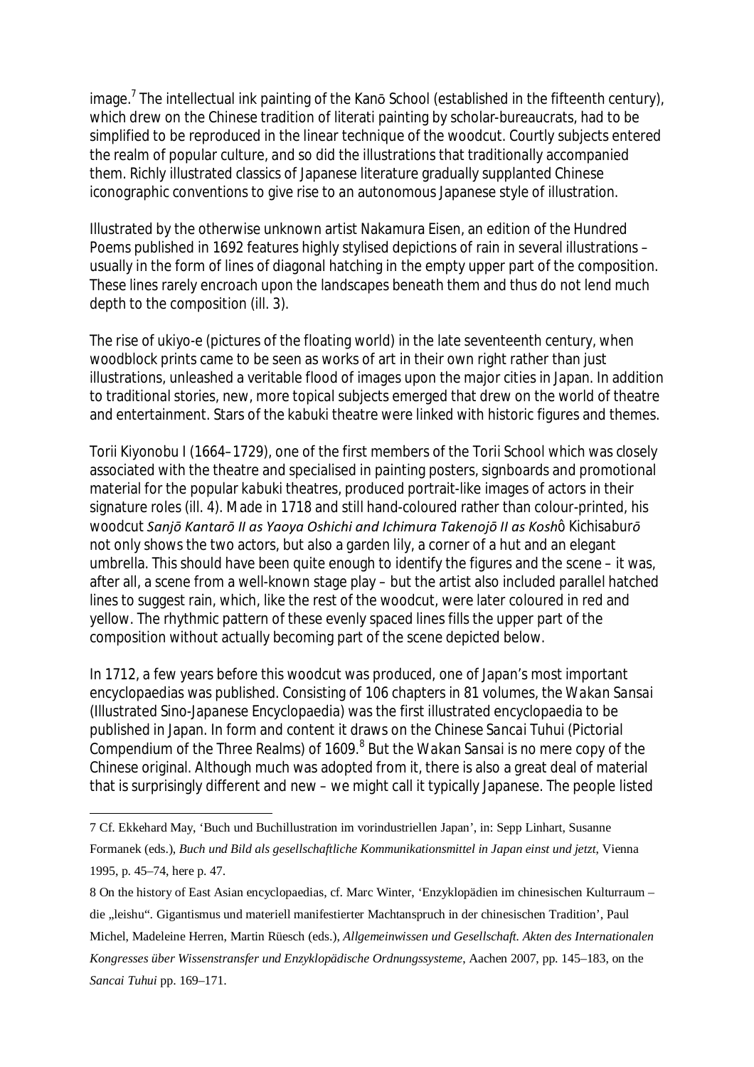image.[7] The intellectual ink painting of the Kanō School (established in the fifteenth century), which drew on the Chinese tradition of literati painting by scholar-bureaucrats, had to be simplified to be reproduced in the linear technique of the woodcut. Courtly subjects entered the realm of popular culture, and so did the illustrations that traditionally accompanied them. Richly illustrated classics of Japanese literature gradually supplanted Chinese iconographic conventions to give rise to an autonomous Japanese style of illustration.

Illustrated by the otherwise unknown artist Nakamura Eisen, an edition of the Hundred Poems published in 1692 features highly stylised depictions of rain in several illustrations – usually in the form of lines of diagonal hatching in the empty upper part of the composition. These lines rarely encroach upon the landscapes beneath them and thus do not lend much depth to the composition (ill. 3).

The rise of ukiyo-e (pictures of the floating world) in the late seventeenth century, when woodblock prints came to be seen as works of art in their own right rather than just illustrations, unleashed a veritable flood of images upon the major cities in Japan. In addition to traditional stories, new, more topical subjects emerged that drew on the world of theatre and entertainment. Stars of the kabuki theatre were linked with historic figures and themes.

Torii Kiyonobu I (1664–1729), one of the first members of the Torii School which was closely associated with the theatre and specialised in painting posters, signboards and promotional material for the popular kabuki theatres, produced portrait-like images of actors in their signature roles (ill. 4). Made in 1718 and still hand-coloured rather than colour-printed, his woodcut *Sanjō Kantarō II as Yaoya Oshichi and Ichimura Takenojō II as Kosh*ô Kichisaburō not only shows the two actors, but also a garden lily, a corner of a hut and an elegant umbrella. This should have been quite enough to identify the figures and the scene – it was, after all, a scene from a well-known stage play – but the artist also included parallel hatched lines to suggest rain, which, like the rest of the woodcut, were later coloured in red and yellow. The rhythmic pattern of these evenly spaced lines fills the upper part of the composition without actually becoming part of the scene depicted below.

In 1712, a few years before this woodcut was produced, one of Japan's most important encyclopaedias was published. Consisting of 106 chapters in 81 volumes, the *Wakan Sansai* (Illustrated Sino-Japanese Encyclopaedia) was the first illustrated encyclopaedia to be published in Japan. In form and content it draws on the Chinese *Sancai Tuhui* (Pictorial Compendium of the Three Realms) of 1609.[8] But the *Wakan Sansai* is no mere copy of the Chinese original. Although much was adopted from it, there is also a great deal of material that is surprisingly different and new – we might call it typically Japanese. The people listed

---

7 Cf. Ekkehard May, 'Buch und Buchillustration im vorindustriellen Japan', in: Sepp Linhart, Susanne Formanek (eds.), *Buch und Bild als gesellschaftliche Kommunikationsmittel in Japan einst und jetzt*, Vienna 1995, p. 45–74, here p. 47.

8 On the history of East Asian encyclopaedias, cf. Marc Winter, 'Enzyklopädien im chinesischen Kulturraum – die „leishu". Gigantismus und materiell manifestierter Machtanspruch in der chinesischen Tradition', Paul Michel, Madeleine Herren, Martin Rüesch (eds.), *Allgemeinwissen und Gesellschaft. Akten des Internationalen Kongresses über Wissenstransfer und Enzyklopädische Ordnungssysteme*, Aachen 2007, pp. 145–183, on the *Sancai Tuhui* pp. 169–171.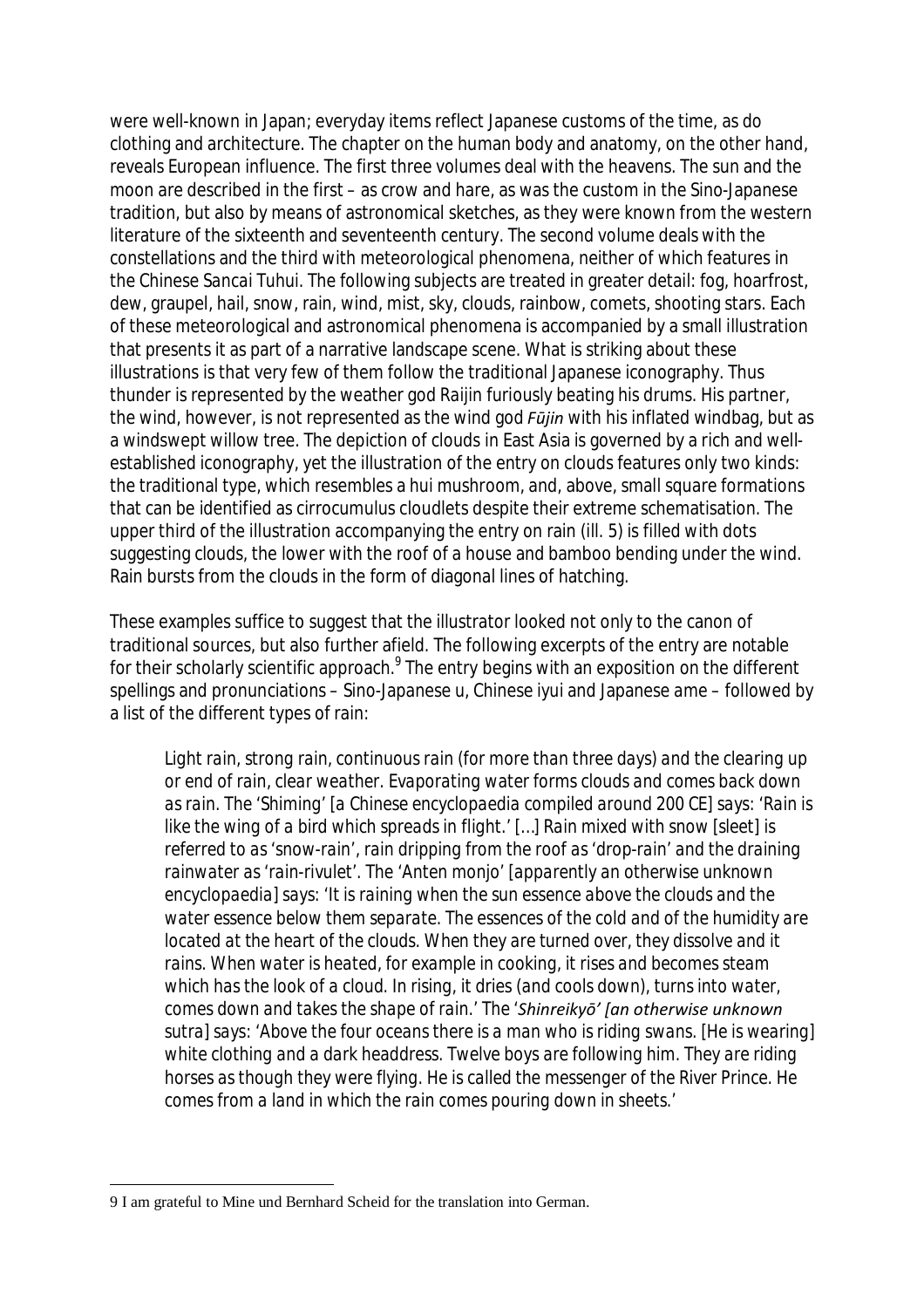were well-known in Japan; everyday items reflect Japanese customs of the time, as do clothing and architecture. The chapter on the human body and anatomy, on the other hand, reveals European influence. The first three volumes deal with the heavens. The sun and the moon are described in the first – as crow and hare, as was the custom in the Sino-Japanese tradition, but also by means of astronomical sketches, as they were known from the western literature of the sixteenth and seventeenth century. The second volume deals with the constellations and the third with meteorological phenomena, neither of which features in the Chinese *Sancai Tuhui*. The following subjects are treated in greater detail: fog, hoarfrost, dew, graupel, hail, snow, rain, wind, mist, sky, clouds, rainbow, comets, shooting stars. Each of these meteorological and astronomical phenomena is accompanied by a small illustration that presents it as part of a narrative landscape scene. What is striking about these illustrations is that very few of them follow the traditional Japanese iconography. Thus thunder is represented by the weather god Raijin furiously beating his drums. His partner, the wind, however, is not represented as the wind god *Fūjin* with his inflated windbag, but as a windswept willow tree. The depiction of clouds in East Asia is governed by a rich and well-established iconography, yet the illustration of the entry on clouds features only two kinds: the traditional type, which resembles a hui mushroom, and, above, small square formations that can be identified as cirrocumulus cloudlets despite their extreme schematisation. The upper third of the illustration accompanying the entry on rain (ill. 5) is filled with dots suggesting clouds, the lower with the roof of a house and bamboo bending under the wind. Rain bursts from the clouds in the form of diagonal lines of hatching.

These examples suffice to suggest that the illustrator looked not only to the canon of traditional sources, but also further afield. The following excerpts of the entry are notable for their scholarly scientific approach.[9] The entry begins with an exposition on the different spellings and pronunciations – Sino-Japanese *u*, Chinese *iyui* and Japanese *ame* – followed by a list of the different types of rain:

> *Light rain, strong rain, continuous rain (for more than three days) and the clearing up or end of rain, clear weather. Evaporating water forms clouds and comes back down as rain. The 'Shiming' [a Chinese encyclopaedia compiled around 200 CE] says: 'Rain is like the wing of a bird which spreads in flight.' [...] Rain mixed with snow [sleet] is referred to as 'snow-rain', rain dripping from the roof as 'drop-rain' and the draining rainwater as 'rain-rivulet'. The 'Anten monjo' [apparently an otherwise unknown encyclopaedia] says: 'It is raining when the sun essence above the clouds and the water essence below them separate. The essences of the cold and of the humidity are located at the heart of the clouds. When they are turned over, they dissolve and it rains. When water is heated, for example in cooking, it rises and becomes steam which has the look of a cloud. In rising, it dries (and cools down), turns into water, comes down and takes the shape of rain.' The 'Shinreikyō' [an otherwise unknown sutra] says: 'Above the four oceans there is a man who is riding swans. [He is wearing] white clothing and a dark headdress. Twelve boys are following him. They are riding horses as though they were flying. He is called the messenger of the River Prince. He comes from a land in which the rain comes pouring down in sheets.'*

---

9 I am grateful to Mine und Bernhard Scheid for the translation into German.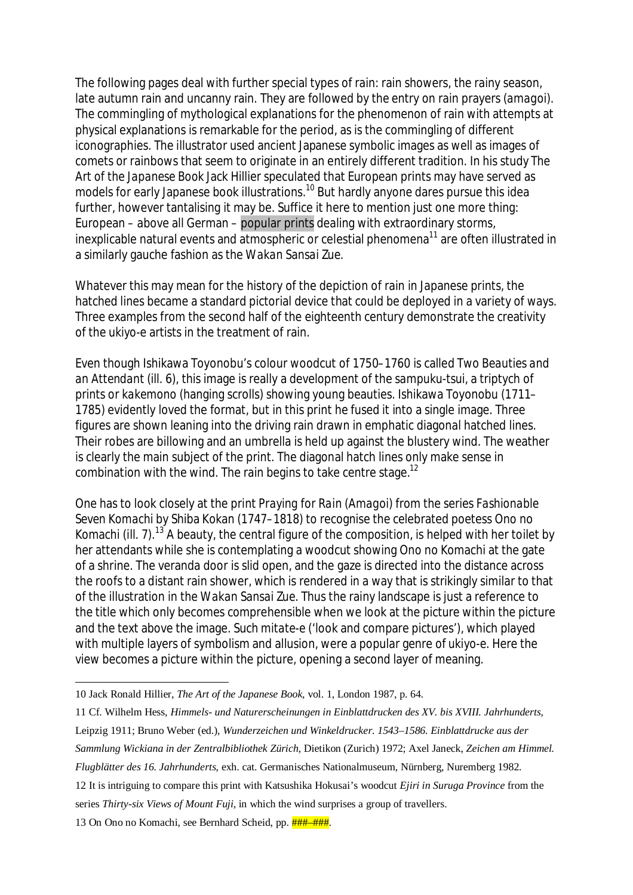The following pages deal with further special types of rain: rain showers, the rainy season, late autumn rain and uncanny rain. They are followed by the entry on rain prayers (*amagoi*). The commingling of mythological explanations for the phenomenon of rain with attempts at physical explanations is remarkable for the period, as is the commingling of different iconographies. The illustrator used ancient Japanese symbolic images as well as images of comets or rainbows that seem to originate in an entirely different tradition. In his study *The Art of the Japanese Book* Jack Hillier speculated that European prints may have served as models for early Japanese book illustrations.[10] But hardly anyone dares pursue this idea further, however tantalising it may be. Suffice it here to mention just one more thing: European – above all German – popular prints dealing with extraordinary storms, inexplicable natural events and atmospheric or celestial phenomena[11] are often illustrated in a similarly gauche fashion as the *Wakan Sansai Zue*.

Whatever this may mean for the history of the depiction of rain in Japanese prints, the hatched lines became a standard pictorial device that could be deployed in a variety of ways. Three examples from the second half of the eighteenth century demonstrate the creativity of the ukiyo-e artists in the treatment of rain.

Even though Ishikawa Toyonobu's colour woodcut of 1750–1760 is called *Two Beauties and an Attendant* (ill. 6), this image is really a development of the *sampuku-tsui*, a triptych of prints or *kakemono* (hanging scrolls) showing young beauties. Ishikawa Toyonobu (1711–1785) evidently loved the format, but in this print he fused it into a single image. Three figures are shown leaning into the driving rain drawn in emphatic diagonal hatched lines. Their robes are billowing and an umbrella is held up against the blustery wind. The weather is clearly the main subject of the print. The diagonal hatch lines only make sense in combination with the wind. The rain begins to take centre stage.[12]

One has to look closely at the print *Praying for Rain (Amagoi)* from the series *Fashionable Seven Komachi* by Shiba Kokan (1747–1818) to recognise the celebrated poetess Ono no Komachi (ill. 7).[13] A beauty, the central figure of the composition, is helped with her toilet by her attendants while she is contemplating a woodcut showing Ono no Komachi at the gate of a shrine. The veranda door is slid open, and the gaze is directed into the distance across the roofs to a distant rain shower, which is rendered in a way that is strikingly similar to that of the illustration in the *Wakan Sansai Zue*. Thus the rainy landscape is just a reference to the title which only becomes comprehensible when we look at the picture within the picture and the text above the image. Such *mitate-e* ('look and compare pictures'), which played with multiple layers of symbolism and allusion, were a popular genre of ukiyo-e. Here the view becomes a picture within the picture, opening a second layer of meaning.

---

10 Jack Ronald Hillier, *The Art of the Japanese Book*, vol. 1, London 1987, p. 64.

11 Cf. Wilhelm Hess, *Himmels- und Naturerscheinungen in Einblattdrucken des XV. bis XVIII. Jahrhunderts*, Leipzig 1911; Bruno Weber (ed.), *Wunderzeichen und Winkeldrucker. 1543–1586. Einblattdrucke aus der Sammlung Wickiana in der Zentralbibliothek Zürich*, Dietikon (Zurich) 1972; Axel Janeck, *Zeichen am Himmel. Flugblätter des 16. Jahrhunderts*, exh. cat. Germanisches Nationalmuseum, Nürnberg, Nuremberg 1982.

12 It is intriguing to compare this print with Katsushika Hokusai's woodcut *Ejiri in Suruga Province* from the series *Thirty-six Views of Mount Fuji*, in which the wind surprises a group of travellers.

13 On Ono no Komachi, see Bernhard Scheid, pp. ###–###.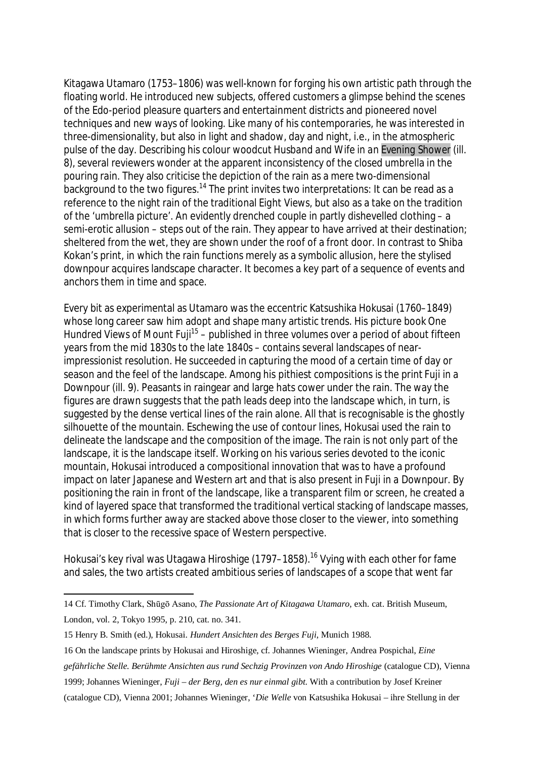Kitagawa Utamaro (1753–1806) was well-known for forging his own artistic path through the floating world. He introduced new subjects, offered customers a glimpse behind the scenes of the Edo-period pleasure quarters and entertainment districts and pioneered novel techniques and new ways of looking. Like many of his contemporaries, he was interested in three-dimensionality, but also in light and shadow, day and night, i.e., in the atmospheric pulse of the day. Describing his colour woodcut *Husband and Wife in an Evening Shower* (ill. 8), several reviewers wonder at the apparent inconsistency of the closed umbrella in the pouring rain. They also criticise the depiction of the rain as a mere two-dimensional background to the two figures.[14] The print invites two interpretations: It can be read as a reference to the night rain of the traditional Eight Views, but also as a take on the tradition of the 'umbrella picture'. An evidently drenched couple in partly dishevelled clothing – a semi-erotic allusion – steps out of the rain. They appear to have arrived at their destination; sheltered from the wet, they are shown under the roof of a front door. In contrast to Shiba Kokan's print, in which the rain functions merely as a symbolic allusion, here the stylised downpour acquires landscape character. It becomes a key part of a sequence of events and anchors them in time and space.

Every bit as experimental as Utamaro was the eccentric Katsushika Hokusai (1760–1849) whose long career saw him adopt and shape many artistic trends. His picture book One Hundred Views of Mount Fuji[15] – published in three volumes over a period of about fifteen years from the mid 1830s to the late 1840s – contains several landscapes of near-impressionist resolution. He succeeded in capturing the mood of a certain time of day or season and the feel of the landscape. Among his pithiest compositions is the print Fuji in a Downpour (ill. 9). Peasants in raingear and large hats cower under the rain. The way the figures are drawn suggests that the path leads deep into the landscape which, in turn, is suggested by the dense vertical lines of the rain alone. All that is recognisable is the ghostly silhouette of the mountain. Eschewing the use of contour lines, Hokusai used the rain to delineate the landscape and the composition of the image. The rain is not only part of the landscape, it is the landscape itself. Working on his various series devoted to the iconic mountain, Hokusai introduced a compositional innovation that was to have a profound impact on later Japanese and Western art and that is also present in Fuji in a Downpour. By positioning the rain in front of the landscape, like a transparent film or screen, he created a kind of layered space that transformed the traditional vertical stacking of landscape masses, in which forms further away are stacked above those closer to the viewer, into something that is closer to the recessive space of Western perspective.

Hokusai's key rival was Utagawa Hiroshige (1797–1858).[16] Vying with each other for fame and sales, the two artists created ambitious series of landscapes of a scope that went far

---

14 Cf. Timothy Clark, Shūgō Asano, *The Passionate Art of Kitagawa Utamaro*, exh. cat. British Museum, London, vol. 2, Tokyo 1995, p. 210, cat. no. 341.

15 Henry B. Smith (ed.), Hokusai. *Hundert Ansichten des Berges Fuji*, Munich 1988.

16 On the landscape prints by Hokusai and Hiroshige, cf. Johannes Wieninger, Andrea Pospichal, *Eine gefährliche Stelle. Berühmte Ansichten aus rund Sechzig Provinzen von Ando Hiroshige* (catalogue CD), Vienna 1999; Johannes Wieninger, *Fuji – der Berg, den es nur einmal gibt*. With a contribution by Josef Kreiner (catalogue CD), Vienna 2001; Johannes Wieninger, '*Die Welle* von Katsushika Hokusai – ihre Stellung in der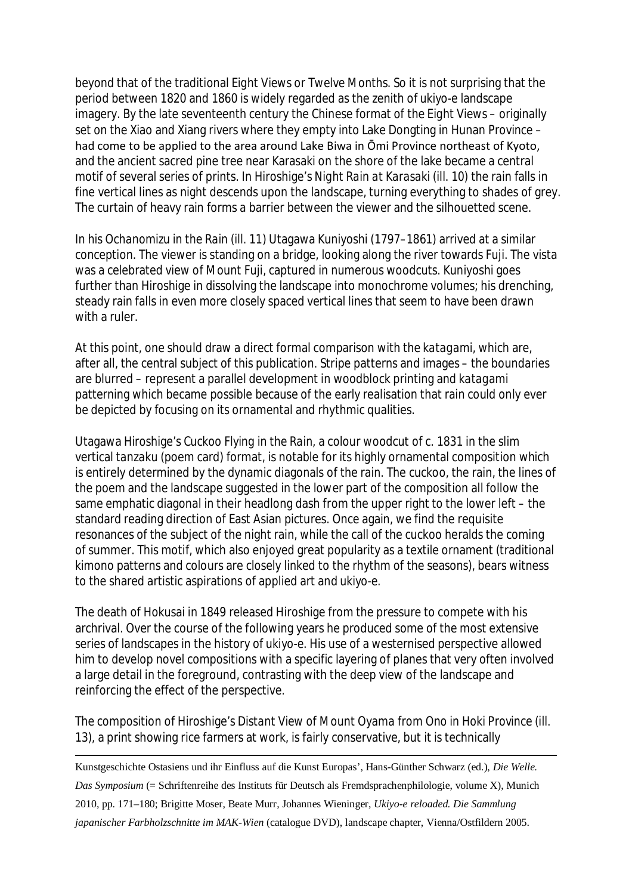beyond that of the traditional Eight Views or Twelve Months. So it is not surprising that the period between 1820 and 1860 is widely regarded as the zenith of ukiyo-e landscape imagery. By the late seventeenth century the Chinese format of the Eight Views – originally set on the Xiao and Xiang rivers where they empty into Lake Dongting in Hunan Province – had come to be applied to the area around Lake Biwa in Ōmi Province northeast of Kyoto, and the ancient sacred pine tree near Karasaki on the shore of the lake became a central motif of several series of prints. In Hiroshige's *Night Rain at Karasaki* (ill. 10) the rain falls in fine vertical lines as night descends upon the landscape, turning everything to shades of grey. The curtain of heavy rain forms a barrier between the viewer and the silhouetted scene.

In his *Ochanomizu in the Rain* (ill. 11) Utagawa Kuniyoshi (1797–1861) arrived at a similar conception. The viewer is standing on a bridge, looking along the river towards Fuji. The vista was a celebrated view of Mount Fuji, captured in numerous woodcuts. Kuniyoshi goes further than Hiroshige in dissolving the landscape into monochrome volumes; his drenching, steady rain falls in even more closely spaced vertical lines that seem to have been drawn with a ruler.

At this point, one should draw a direct formal comparison with the *katagami*, which are, after all, the central subject of this publication. Stripe patterns and images – the boundaries are blurred – represent a parallel development in woodblock printing and *katagami* patterning which became possible because of the early realisation that rain could only ever be depicted by focusing on its ornamental and rhythmic qualities.

Utagawa Hiroshige's *Cuckoo Flying in the Rain*, a colour woodcut of c. 1831 in the slim vertical *tanzaku* (poem card) format, is notable for its highly ornamental composition which is entirely determined by the dynamic diagonals of the rain. The cuckoo, the rain, the lines of the poem and the landscape suggested in the lower part of the composition all follow the same emphatic diagonal in their headlong dash from the upper right to the lower left – the standard reading direction of East Asian pictures. Once again, we find the requisite resonances of the subject of the night rain, while the call of the cuckoo heralds the coming of summer. This motif, which also enjoyed great popularity as a textile ornament (traditional kimono patterns and colours are closely linked to the rhythm of the seasons), bears witness to the shared artistic aspirations of applied art and ukiyo-e.

The death of Hokusai in 1849 released Hiroshige from the pressure to compete with his archrival. Over the course of the following years he produced some of the most extensive series of landscapes in the history of ukiyo-e. His use of a westernised perspective allowed him to develop novel compositions with a specific layering of planes that very often involved a large detail in the foreground, contrasting with the deep view of the landscape and reinforcing the effect of the perspective.

The composition of Hiroshige's *Distant View of Mount Oyama from Ono in Hoki Province* (ill. 13), a print showing rice farmers at work, is fairly conservative, but it is technically

---

Kunstgeschichte Ostasiens und ihr Einfluss auf die Kunst Europas', Hans-Günther Schwarz (ed.), *Die Welle. Das Symposium* (= Schriftenreihe des Instituts für Deutsch als Fremdsprachenphilologie, volume X), Munich 2010, pp. 171–180; Brigitte Moser, Beate Murr, Johannes Wieninger, *Ukiyo-e reloaded. Die Sammlung japanischer Farbholzschnitte im MAK-Wien* (catalogue DVD), landscape chapter, Vienna/Ostfildern 2005.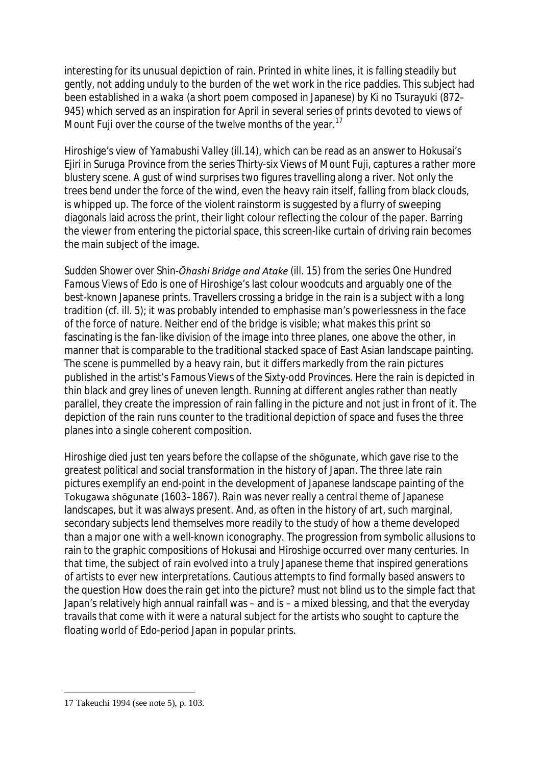interesting for its unusual depiction of rain. Printed in white lines, it is falling steadily but gently, not adding unduly to the burden of the wet work in the rice paddies. This subject had been established in a *waka* (a short poem composed in Japanese) by Ki no Tsurayuki (872–945) which served as an inspiration for April in several series of prints devoted to views of Mount Fuji over the course of the twelve months of the year.[17]

Hiroshige's view of *Yamabushi Valley* (ill.14), which can be read as an answer to Hokusai's *Ejiri in Suruga Province* from the series *Thirty-six Views of Mount Fuji*, captures a rather more blustery scene. A gust of wind surprises two figures travelling along a river. Not only the trees bend under the force of the wind, even the heavy rain itself, falling from black clouds, is whipped up. The force of the violent rainstorm is suggested by a flurry of sweeping diagonals laid across the print, their light colour reflecting the colour of the paper. Barring the viewer from entering the pictorial space, this screen-like curtain of driving rain becomes the main subject of the image.

*Sudden Shower over Shin-Ōhashi Bridge and Atake* (ill. 15) from the series *One Hundred Famous Views of Edo* is one of Hiroshige's last colour woodcuts and arguably one of the best-known Japanese prints. Travellers crossing a bridge in the rain is a subject with a long tradition (cf. ill. 5); it was probably intended to emphasise man's powerlessness in the face of the force of nature. Neither end of the bridge is visible; what makes this print so fascinating is the fan-like division of the image into three planes, one above the other, in manner that is comparable to the traditional stacked space of East Asian landscape painting. The scene is pummelled by a heavy rain, but it differs markedly from the rain pictures published in the artist's *Famous Views of the Sixty-odd Provinces*. Here the rain is depicted in thin black and grey lines of uneven length. Running at different angles rather than neatly parallel, they create the impression of rain falling in the picture and not just in front of it. The depiction of the rain runs counter to the traditional depiction of space and fuses the three planes into a single coherent composition.

Hiroshige died just ten years before the collapse of the shōgunate, which gave rise to the greatest political and social transformation in the history of Japan. The three late rain pictures exemplify an end-point in the development of Japanese landscape painting of the Tokugawa shōgunate (1603–1867). Rain was never really a central theme of Japanese landscapes, but it was always present. And, as often in the history of art, such marginal, secondary subjects lend themselves more readily to the study of how a theme developed than a major one with a well-known iconography. The progression from symbolic allusions to rain to the graphic compositions of Hokusai and Hiroshige occurred over many centuries. In that time, the subject of rain evolved into a truly Japanese theme that inspired generations of artists to ever new interpretations. Cautious attempts to find formally based answers to the question *How does the rain get into the picture?* must not blind us to the simple fact that Japan's relatively high annual rainfall was – and is – a mixed blessing, and that the everyday travails that come with it were a natural subject for the artists who sought to capture the floating world of Edo-period Japan in popular prints.

---

17 Takeuchi 1994 (see note 5), p. 103.